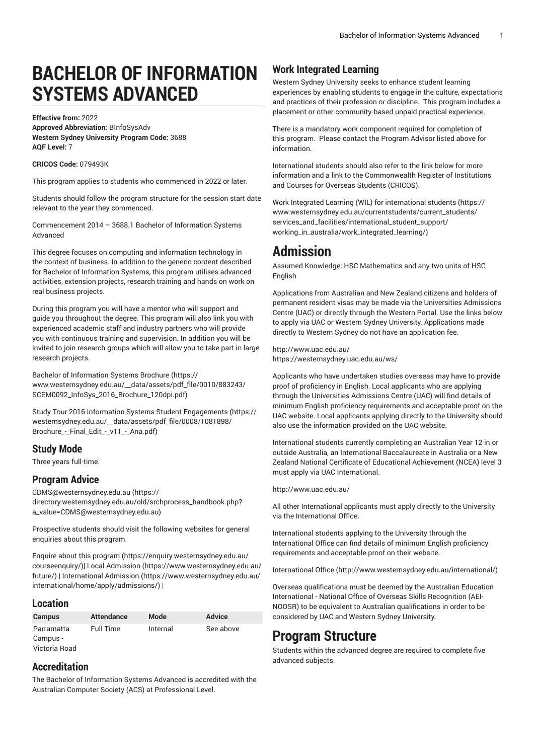# BACHELOR OF INFORMATION SYSTEMS ADVANCED

**Effective from:** 2022
**Approved Abbreviation:** BInfoSysAdv
**Western Sydney University Program Code:** 3688
**AQF Level:** 7

**CRICOS Code:** 079493K

This program applies to students who commenced in 2022 or later.

Students should follow the program structure for the session start date relevant to the year they commenced.

Commencement 2014 – 3688.1 Bachelor of Information Systems Advanced

This degree focuses on computing and information technology in the context of business. In addition to the generic content described for Bachelor of Information Systems, this program utilises advanced activities, extension projects, research training and hands on work on real business projects.

During this program you will have a mentor who will support and guide you throughout the degree. This program will also link you with experienced academic staff and industry partners who will provide you with continuous training and supervision. In addition you will be invited to join research groups which will allow you to take part in large research projects.

Bachelor of Information Systems Brochure (https://www.westernsydney.edu.au/__data/assets/pdf_file/0010/883243/SCEM0092_InfoSys_2016_Brochure_120dpi.pdf)

Study Tour 2016 Information Systems Student Engagements (https://westernsydney.edu.au/__data/assets/pdf_file/0008/1081898/Brochure_-_Final_Edit_-_v11_-_Ana.pdf)

## Study Mode

Three years full-time.

## Program Advice

CDMS@westernsydney.edu.au (https://directory.westernsydney.edu.au/old/srchprocess_handbook.php?a_value=CDMS@westernsydney.edu.au)

Prospective students should visit the following websites for general enquiries about this program.

Enquire about this program (https://enquiry.westernsydney.edu.au/courseenquiry/)| Local Admission (https://www.westernsydney.edu.au/future/) | International Admission (https://www.westernsydney.edu.au/international/home/apply/admissions/) |

## Location

| Campus | Attendance | Mode | Advice |
| --- | --- | --- | --- |
| Parramatta Campus - Victoria Road | Full Time | Internal | See above |

## Accreditation

The Bachelor of Information Systems Advanced is accredited with the Australian Computer Society (ACS) at Professional Level.

## Work Integrated Learning

Western Sydney University seeks to enhance student learning experiences by enabling students to engage in the culture, expectations and practices of their profession or discipline. This program includes a placement or other community-based unpaid practical experience.

There is a mandatory work component required for completion of this program. Please contact the Program Advisor listed above for information.

International students should also refer to the link below for more information and a link to the Commonwealth Register of Institutions and Courses for Overseas Students (CRICOS).

Work Integrated Learning (WIL) for international students (https://www.westernsydney.edu.au/currentstudents/current_students/services_and_facilities/international_student_support/working_in_australia/work_integrated_learning/)

# Admission

Assumed Knowledge: HSC Mathematics and any two units of HSC English

Applications from Australian and New Zealand citizens and holders of permanent resident visas may be made via the Universities Admissions Centre (UAC) or directly through the Western Portal. Use the links below to apply via UAC or Western Sydney University. Applications made directly to Western Sydney do not have an application fee.

http://www.uac.edu.au/
https://westernsydney.uac.edu.au/ws/

Applicants who have undertaken studies overseas may have to provide proof of proficiency in English. Local applicants who are applying through the Universities Admissions Centre (UAC) will find details of minimum English proficiency requirements and acceptable proof on the UAC website. Local applicants applying directly to the University should also use the information provided on the UAC website.

International students currently completing an Australian Year 12 in or outside Australia, an International Baccalaureate in Australia or a New Zealand National Certificate of Educational Achievement (NCEA) level 3 must apply via UAC International.

http://www.uac.edu.au/

All other International applicants must apply directly to the University via the International Office.

International students applying to the University through the International Office can find details of minimum English proficiency requirements and acceptable proof on their website.

International Office (http://www.westernsydney.edu.au/international/)

Overseas qualifications must be deemed by the Australian Education International - National Office of Overseas Skills Recognition (AEI-NOOSR) to be equivalent to Australian qualifications in order to be considered by UAC and Western Sydney University.

# Program Structure

Students within the advanced degree are required to complete five advanced subjects.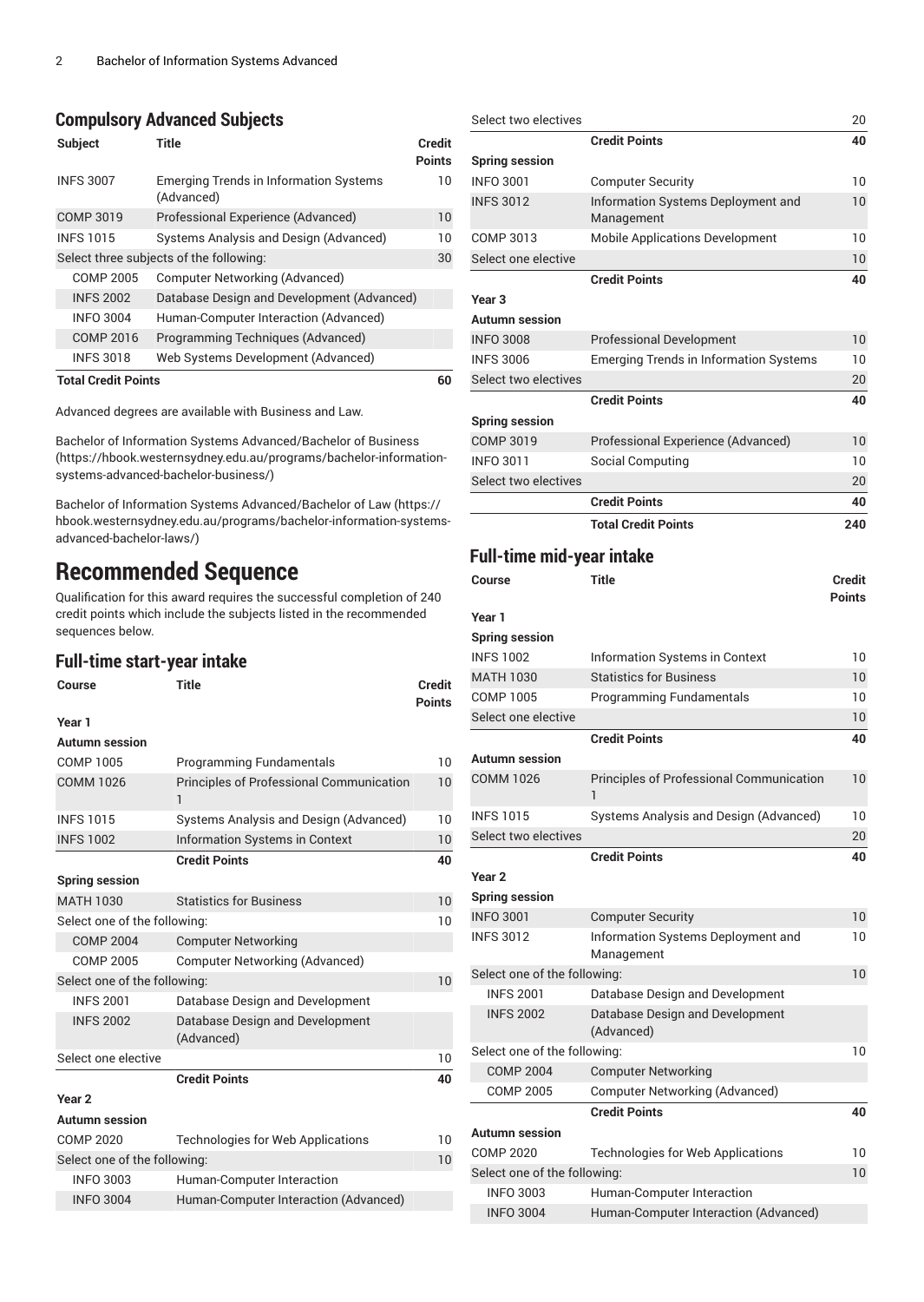## Compulsory Advanced Subjects

| Subject | Title | Credit Points |
|---|---|---|
| INFS 3007 | Emerging Trends in Information Systems (Advanced) | 10 |
| COMP 3019 | Professional Experience (Advanced) | 10 |
| INFS 1015 | Systems Analysis and Design (Advanced) | 10 |
| Select three subjects of the following: | | 30 |
| COMP 2005 | Computer Networking (Advanced) | |
| INFS 2002 | Database Design and Development (Advanced) | |
| INFO 3004 | Human-Computer Interaction (Advanced) | |
| COMP 2016 | Programming Techniques (Advanced) | |
| INFS 3018 | Web Systems Development (Advanced) | |
| **Total Credit Points** | | **60** |

Advanced degrees are available with Business and Law.

Bachelor of Information Systems Advanced/Bachelor of Business (https://hbook.westernsydney.edu.au/programs/bachelor-information-systems-advanced-bachelor-business/)

Bachelor of Information Systems Advanced/Bachelor of Law (https://hbook.westernsydney.edu.au/programs/bachelor-information-systems-advanced-bachelor-laws/)

# Recommended Sequence

Qualification for this award requires the successful completion of 240 credit points which include the subjects listed in the recommended sequences below.

## Full-time start-year intake

| Course | Title | Credit Points |
|---|---|---|
| **Year 1** | | |
| **Autumn session** | | |
| COMP 1005 | Programming Fundamentals | 10 |
| COMM 1026 | Principles of Professional Communication 1 | 10 |
| INFS 1015 | Systems Analysis and Design (Advanced) | 10 |
| INFS 1002 | Information Systems in Context | 10 |
| | **Credit Points** | **40** |
| **Spring session** | | |
| MATH 1030 | Statistics for Business | 10 |
| Select one of the following: | | 10 |
| COMP 2004 | Computer Networking | |
| COMP 2005 | Computer Networking (Advanced) | |
| Select one of the following: | | 10 |
| INFS 2001 | Database Design and Development | |
| INFS 2002 | Database Design and Development (Advanced) | |
| Select one elective | | 10 |
| | **Credit Points** | **40** |
| **Year 2** | | |
| **Autumn session** | | |
| COMP 2020 | Technologies for Web Applications | 10 |
| Select one of the following: | | 10 |
| INFO 3003 | Human-Computer Interaction | |
| INFO 3004 | Human-Computer Interaction (Advanced) | |
| Select two electives | | 20 |
| | **Credit Points** | **40** |
| **Spring session** | | |
| INFO 3001 | Computer Security | 10 |
| INFS 3012 | Information Systems Deployment and Management | 10 |
| COMP 3013 | Mobile Applications Development | 10 |
| Select one elective | | 10 |
| | **Credit Points** | **40** |
| **Year 3** | | |
| **Autumn session** | | |
| INFO 3008 | Professional Development | 10 |
| INFS 3006 | Emerging Trends in Information Systems | 10 |
| Select two electives | | 20 |
| | **Credit Points** | **40** |
| **Spring session** | | |
| COMP 3019 | Professional Experience (Advanced) | 10 |
| INFO 3011 | Social Computing | 10 |
| Select two electives | | 20 |
| | **Credit Points** | **40** |
| | **Total Credit Points** | **240** |

## Full-time mid-year intake

| Course | Title | Credit Points |
|---|---|---|
| **Year 1** | | |
| **Spring session** | | |
| INFS 1002 | Information Systems in Context | 10 |
| MATH 1030 | Statistics for Business | 10 |
| COMP 1005 | Programming Fundamentals | 10 |
| Select one elective | | 10 |
| | **Credit Points** | **40** |
| **Autumn session** | | |
| COMM 1026 | Principles of Professional Communication 1 | 10 |
| INFS 1015 | Systems Analysis and Design (Advanced) | 10 |
| Select two electives | | 20 |
| | **Credit Points** | **40** |
| **Year 2** | | |
| **Spring session** | | |
| INFO 3001 | Computer Security | 10 |
| INFS 3012 | Information Systems Deployment and Management | 10 |
| Select one of the following: | | 10 |
| INFS 2001 | Database Design and Development | |
| INFS 2002 | Database Design and Development (Advanced) | |
| Select one of the following: | | 10 |
| COMP 2004 | Computer Networking | |
| COMP 2005 | Computer Networking (Advanced) | |
| | **Credit Points** | **40** |
| **Autumn session** | | |
| COMP 2020 | Technologies for Web Applications | 10 |
| Select one of the following: | | 10 |
| INFO 3003 | Human-Computer Interaction | |
| INFO 3004 | Human-Computer Interaction (Advanced) | |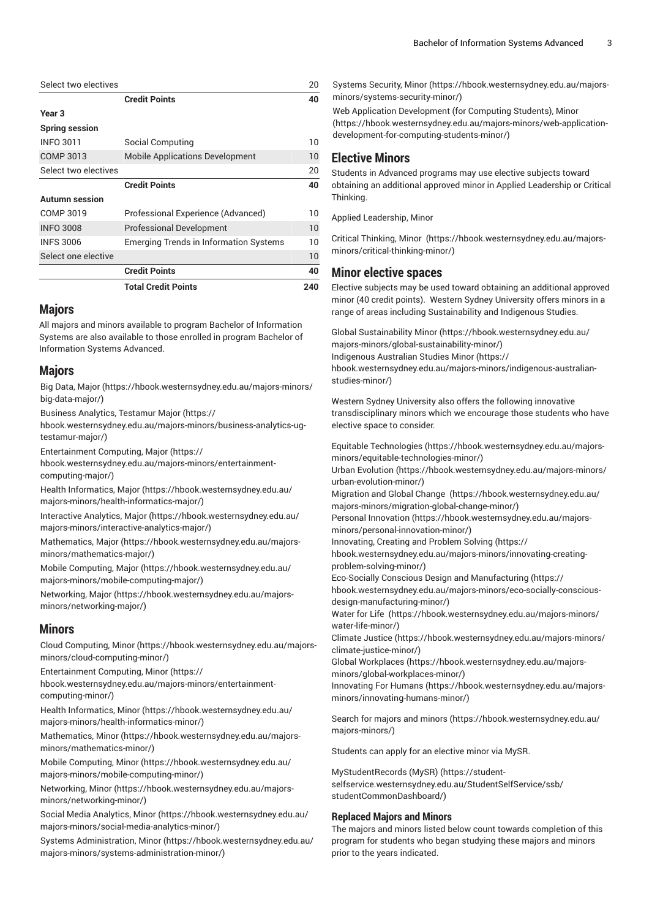| | | |
|---|---|---|
| Select two electives | | 20 |
| | **Credit Points** | **40** |
| **Year 3** | | |
| **Spring session** | | |
| INFO 3011 | Social Computing | 10 |
| COMP 3013 | Mobile Applications Development | 10 |
| Select two electives | | 20 |
| | **Credit Points** | **40** |
| **Autumn session** | | |
| COMP 3019 | Professional Experience (Advanced) | 10 |
| INFO 3008 | Professional Development | 10 |
| INFS 3006 | Emerging Trends in Information Systems | 10 |
| Select one elective | | 10 |
| | **Credit Points** | **40** |
| | **Total Credit Points** | **240** |

## Majors

All majors and minors available to program Bachelor of Information Systems are also available to those enrolled in program Bachelor of Information Systems Advanced.

## Majors

Big Data, Major (https://hbook.westernsydney.edu.au/majors-minors/big-data-major/)

Business Analytics, Testamur Major (https://hbook.westernsydney.edu.au/majors-minors/business-analytics-ug-testamur-major/)

Entertainment Computing, Major (https://hbook.westernsydney.edu.au/majors-minors/entertainment-computing-major/)

Health Informatics, Major (https://hbook.westernsydney.edu.au/majors-minors/health-informatics-major/)

Interactive Analytics, Major (https://hbook.westernsydney.edu.au/majors-minors/interactive-analytics-major/)

Mathematics, Major (https://hbook.westernsydney.edu.au/majors-minors/mathematics-major/)

Mobile Computing, Major (https://hbook.westernsydney.edu.au/majors-minors/mobile-computing-major/)

Networking, Major (https://hbook.westernsydney.edu.au/majors-minors/networking-major/)

## Minors

Cloud Computing, Minor (https://hbook.westernsydney.edu.au/majors-minors/cloud-computing-minor/)

Entertainment Computing, Minor (https://hbook.westernsydney.edu.au/majors-minors/entertainment-computing-minor/)

Health Informatics, Minor (https://hbook.westernsydney.edu.au/majors-minors/health-informatics-minor/)

Mathematics, Minor (https://hbook.westernsydney.edu.au/majors-minors/mathematics-minor/)

Mobile Computing, Minor (https://hbook.westernsydney.edu.au/majors-minors/mobile-computing-minor/)

Networking, Minor (https://hbook.westernsydney.edu.au/majors-minors/networking-minor/)

Social Media Analytics, Minor (https://hbook.westernsydney.edu.au/majors-minors/social-media-analytics-minor/)

Systems Administration, Minor (https://hbook.westernsydney.edu.au/majors-minors/systems-administration-minor/)

Systems Security, Minor (https://hbook.westernsydney.edu.au/majors-minors/systems-security-minor/)

Web Application Development (for Computing Students), Minor (https://hbook.westernsydney.edu.au/majors-minors/web-application-development-for-computing-students-minor/)

## Elective Minors

Students in Advanced programs may use elective subjects toward obtaining an additional approved minor in Applied Leadership or Critical Thinking.

Applied Leadership, Minor

Critical Thinking, Minor (https://hbook.westernsydney.edu.au/majors-minors/critical-thinking-minor/)

## Minor elective spaces

Elective subjects may be used toward obtaining an additional approved minor (40 credit points). Western Sydney University offers minors in a range of areas including Sustainability and Indigenous Studies.

Global Sustainability Minor (https://hbook.westernsydney.edu.au/majors-minors/global-sustainability-minor/)
Indigenous Australian Studies Minor (https://hbook.westernsydney.edu.au/majors-minors/indigenous-australian-studies-minor/)

Western Sydney University also offers the following innovative transdisciplinary minors which we encourage those students who have elective space to consider.

Equitable Technologies (https://hbook.westernsydney.edu.au/majors-minors/equitable-technologies-minor/)
Urban Evolution (https://hbook.westernsydney.edu.au/majors-minors/urban-evolution-minor/)
Migration and Global Change (https://hbook.westernsydney.edu.au/majors-minors/migration-global-change-minor/)
Personal Innovation (https://hbook.westernsydney.edu.au/majors-minors/personal-innovation-minor/)
Innovating, Creating and Problem Solving (https://hbook.westernsydney.edu.au/majors-minors/innovating-creating-problem-solving-minor/)
Eco-Socially Conscious Design and Manufacturing (https://hbook.westernsydney.edu.au/majors-minors/eco-socially-conscious-design-manufacturing-minor/)
Water for Life (https://hbook.westernsydney.edu.au/majors-minors/water-life-minor/)
Climate Justice (https://hbook.westernsydney.edu.au/majors-minors/climate-justice-minor/)
Global Workplaces (https://hbook.westernsydney.edu.au/majors-minors/global-workplaces-minor/)
Innovating For Humans (https://hbook.westernsydney.edu.au/majors-minors/innovating-humans-minor/)

Search for majors and minors (https://hbook.westernsydney.edu.au/majors-minors/)

Students can apply for an elective minor via MySR.

MyStudentRecords (MySR) (https://student-selfservice.westernsydney.edu.au/StudentSelfService/ssb/studentCommonDashboard/)

### Replaced Majors and Minors

The majors and minors listed below count towards completion of this program for students who began studying these majors and minors prior to the years indicated.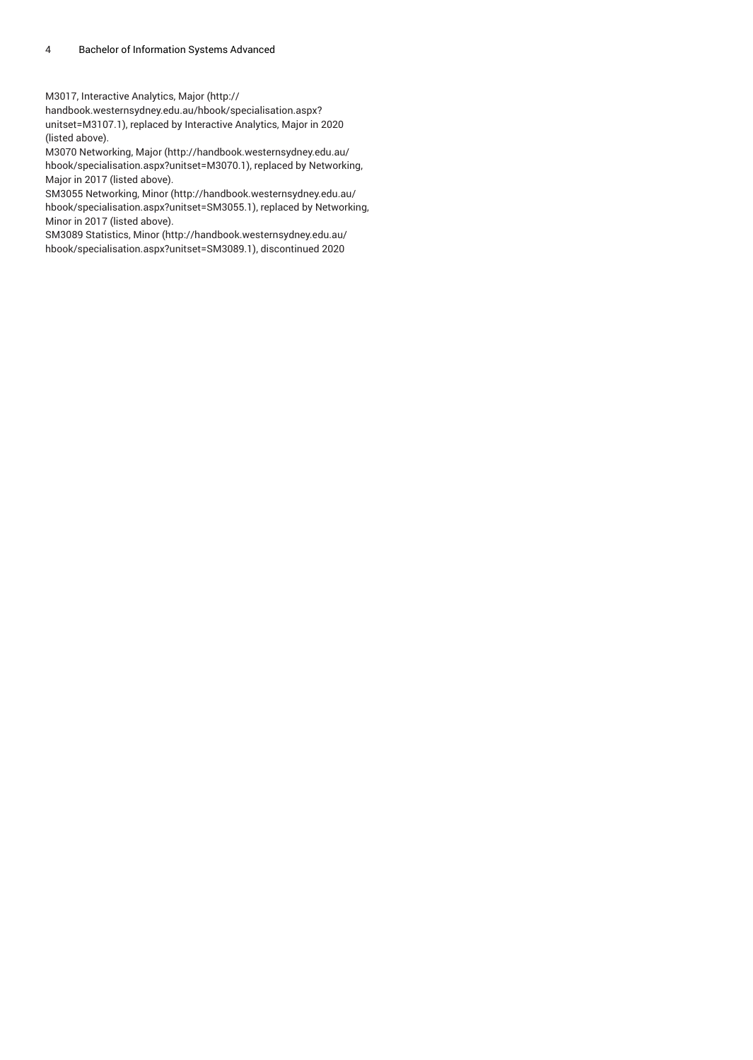M3017, Interactive Analytics, Major (http://handbook.westernsydney.edu.au/hbook/specialisation.aspx?unitset=M3107.1), replaced by Interactive Analytics, Major in 2020 (listed above).

M3070 Networking, Major (http://handbook.westernsydney.edu.au/hbook/specialisation.aspx?unitset=M3070.1), replaced by Networking, Major in 2017 (listed above).

SM3055 Networking, Minor (http://handbook.westernsydney.edu.au/hbook/specialisation.aspx?unitset=SM3055.1), replaced by Networking, Minor in 2017 (listed above).

SM3089 Statistics, Minor (http://handbook.westernsydney.edu.au/hbook/specialisation.aspx?unitset=SM3089.1), discontinued 2020